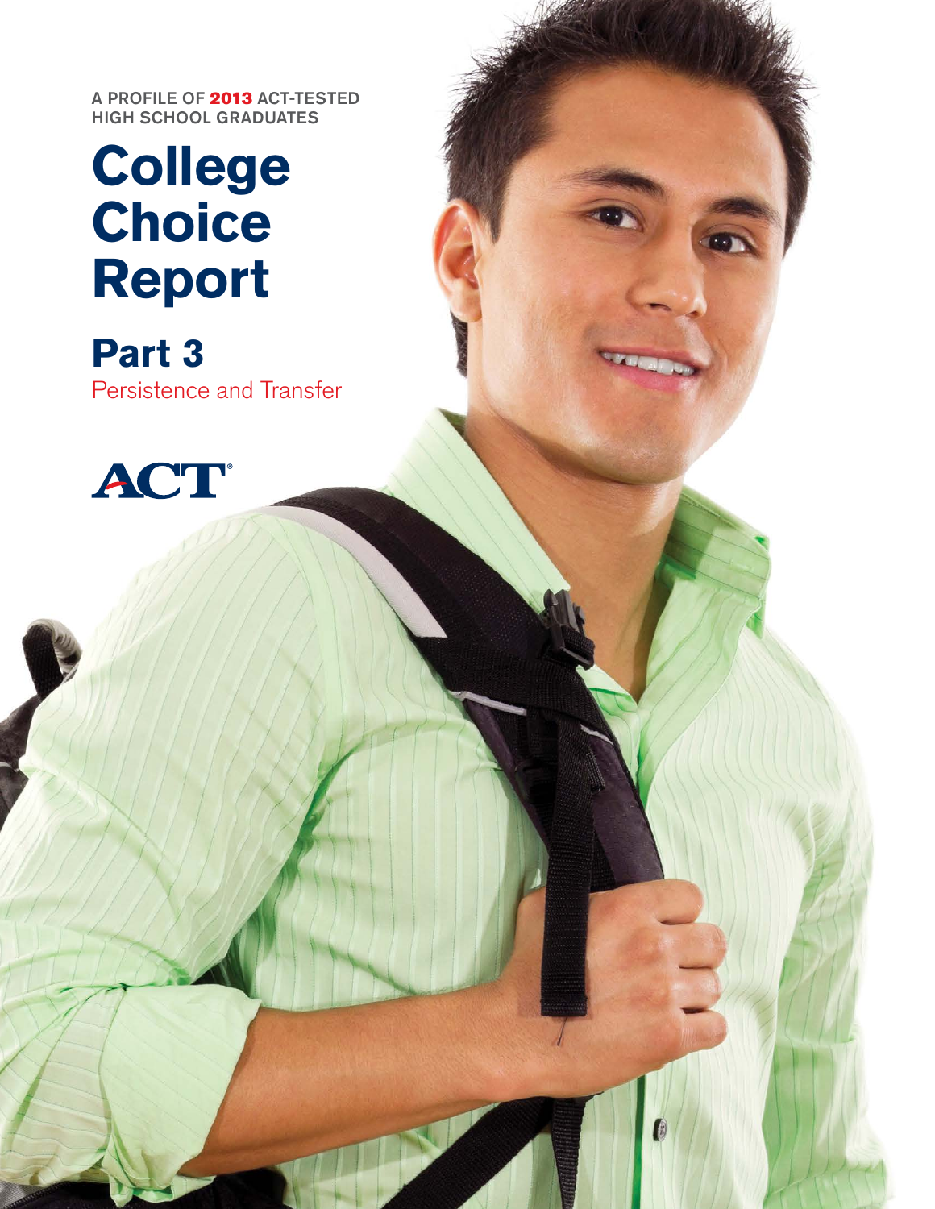A PROFILE OF **2013** ACT-TESTED HIGH SCHOOL GRADUATES

# College Choice Report

## Part 3

Persistence and Transfer

ACT®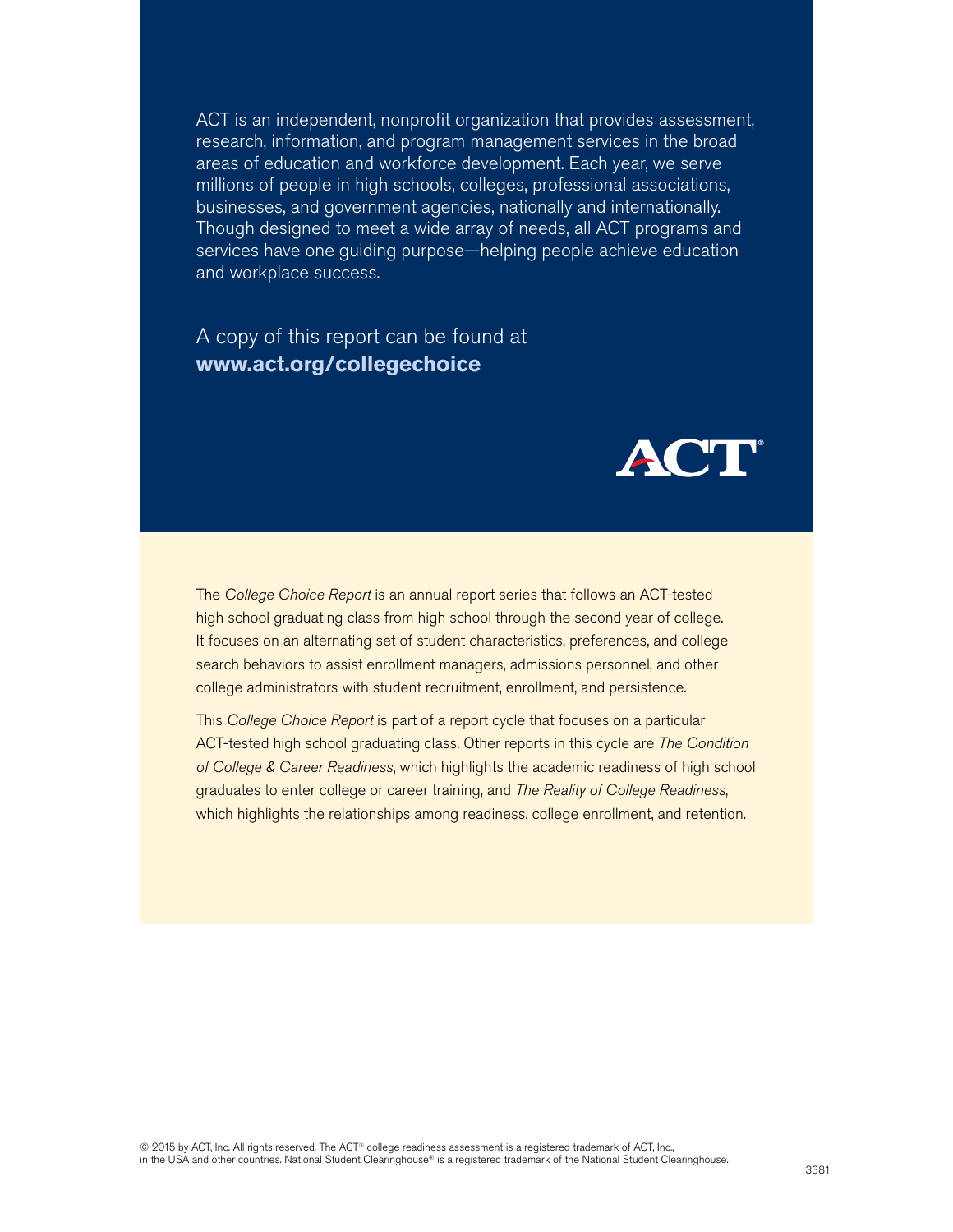ACT is an independent, nonprofit organization that provides assessment, research, information, and program management services in the broad areas of education and workforce development. Each year, we serve millions of people in high schools, colleges, professional associations, businesses, and government agencies, nationally and internationally. Though designed to meet a wide array of needs, all ACT programs and services have one guiding purpose—helping people achieve education and workplace success.

A copy of this report can be found at
**www.act.org/collegechoice**

The *College Choice Report* is an annual report series that follows an ACT-tested high school graduating class from high school through the second year of college. It focuses on an alternating set of student characteristics, preferences, and college search behaviors to assist enrollment managers, admissions personnel, and other college administrators with student recruitment, enrollment, and persistence.

This *College Choice Report* is part of a report cycle that focuses on a particular ACT-tested high school graduating class. Other reports in this cycle are *The Condition of College & Career Readiness*, which highlights the academic readiness of high school graduates to enter college or career training, and *The Reality of College Readiness*, which highlights the relationships among readiness, college enrollment, and retention.

© 2015 by ACT, Inc. All rights reserved. The ACT® college readiness assessment is a registered trademark of ACT, Inc., in the USA and other countries. National Student Clearinghouse® is a registered trademark of the National Student Clearinghouse.

3381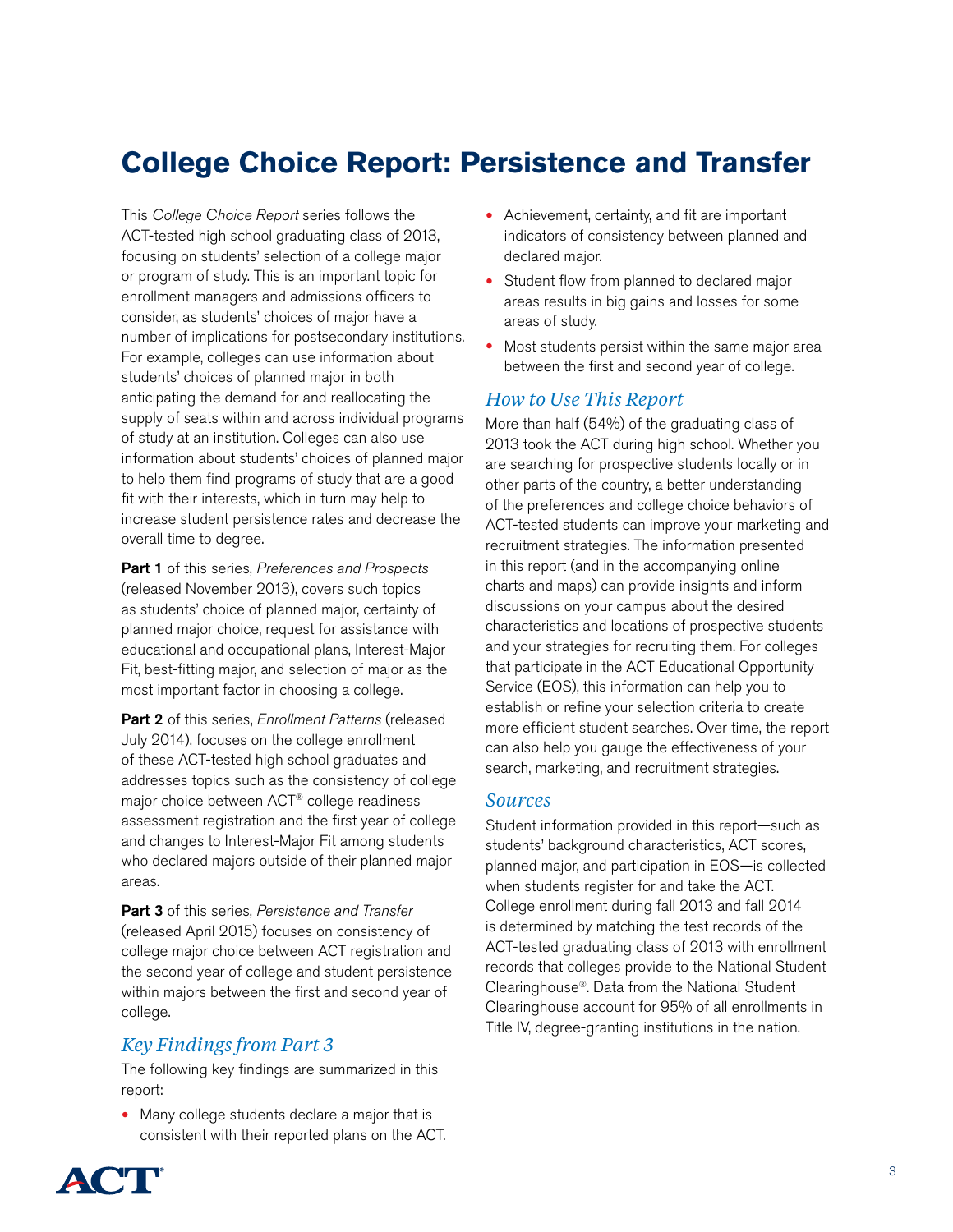# College Choice Report: Persistence and Transfer

This *College Choice Report* series follows the ACT-tested high school graduating class of 2013, focusing on students' selection of a college major or program of study. This is an important topic for enrollment managers and admissions officers to consider, as students' choices of major have a number of implications for postsecondary institutions. For example, colleges can use information about students' choices of planned major in both anticipating the demand for and reallocating the supply of seats within and across individual programs of study at an institution. Colleges can also use information about students' choices of planned major to help them find programs of study that are a good fit with their interests, which in turn may help to increase student persistence rates and decrease the overall time to degree.

**Part 1** of this series, *Preferences and Prospects* (released November 2013), covers such topics as students' choice of planned major, certainty of planned major choice, request for assistance with educational and occupational plans, Interest-Major Fit, best-fitting major, and selection of major as the most important factor in choosing a college.

**Part 2** of this series, *Enrollment Patterns* (released July 2014), focuses on the college enrollment of these ACT-tested high school graduates and addresses topics such as the consistency of college major choice between ACT® college readiness assessment registration and the first year of college and changes to Interest-Major Fit among students who declared majors outside of their planned major areas.

**Part 3** of this series, *Persistence and Transfer* (released April 2015) focuses on consistency of college major choice between ACT registration and the second year of college and student persistence within majors between the first and second year of college.

## *Key Findings from Part 3*

The following key findings are summarized in this report:

- Many college students declare a major that is consistent with their reported plans on the ACT.
- Achievement, certainty, and fit are important indicators of consistency between planned and declared major.
- Student flow from planned to declared major areas results in big gains and losses for some areas of study.
- Most students persist within the same major area between the first and second year of college.

## *How to Use This Report*

More than half (54%) of the graduating class of 2013 took the ACT during high school. Whether you are searching for prospective students locally or in other parts of the country, a better understanding of the preferences and college choice behaviors of ACT-tested students can improve your marketing and recruitment strategies. The information presented in this report (and in the accompanying online charts and maps) can provide insights and inform discussions on your campus about the desired characteristics and locations of prospective students and your strategies for recruiting them. For colleges that participate in the ACT Educational Opportunity Service (EOS), this information can help you to establish or refine your selection criteria to create more efficient student searches. Over time, the report can also help you gauge the effectiveness of your search, marketing, and recruitment strategies.

## *Sources*

Student information provided in this report—such as students' background characteristics, ACT scores, planned major, and participation in EOS—is collected when students register for and take the ACT. College enrollment during fall 2013 and fall 2014 is determined by matching the test records of the ACT-tested graduating class of 2013 with enrollment records that colleges provide to the National Student Clearinghouse®. Data from the National Student Clearinghouse account for 95% of all enrollments in Title IV, degree-granting institutions in the nation.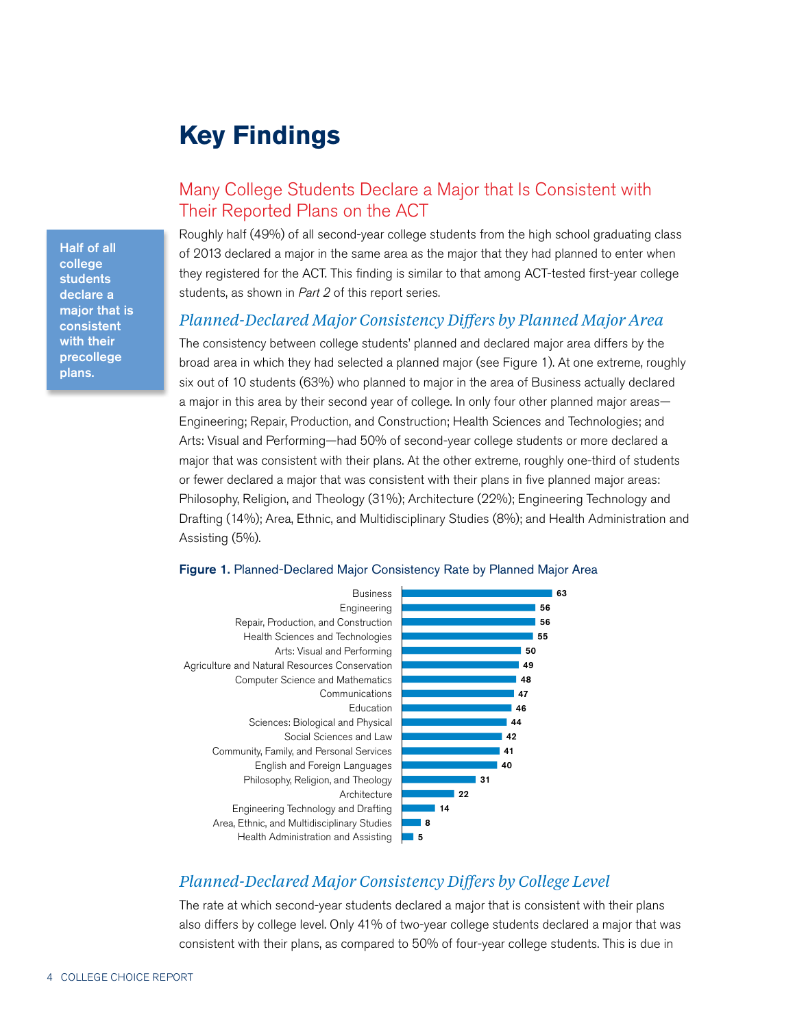# Key Findings

## Many College Students Declare a Major that Is Consistent with Their Reported Plans on the ACT

**Half of all college students declare a major that is consistent with their precollege plans.**

Roughly half (49%) of all second-year college students from the high school graduating class of 2013 declared a major in the same area as the major that they had planned to enter when they registered for the ACT. This finding is similar to that among ACT-tested first-year college students, as shown in *Part 2* of this report series.

### *Planned-Declared Major Consistency Differs by Planned Major Area*

The consistency between college students' planned and declared major area differs by the broad area in which they had selected a planned major (see Figure 1). At one extreme, roughly six out of 10 students (63%) who planned to major in the area of Business actually declared a major in this area by their second year of college. In only four other planned major areas—Engineering; Repair, Production, and Construction; Health Sciences and Technologies; and Arts: Visual and Performing—had 50% of second-year college students or more declared a major that was consistent with their plans. At the other extreme, roughly one-third of students or fewer declared a major that was consistent with their plans in five planned major areas: Philosophy, Religion, and Theology (31%); Architecture (22%); Engineering Technology and Drafting (14%); Area, Ethnic, and Multidisciplinary Studies (8%); and Health Administration and Assisting (5%).

**Figure 1.** Planned-Declared Major Consistency Rate by Planned Major Area

| Planned Major Area | Consistency Rate |
|---|---|
| Business | 63 |
| Engineering | 56 |
| Repair, Production, and Construction | 56 |
| Health Sciences and Technologies | 55 |
| Arts: Visual and Performing | 50 |
| Agriculture and Natural Resources Conservation | 49 |
| Computer Science and Mathematics | 48 |
| Communications | 47 |
| Education | 46 |
| Sciences: Biological and Physical | 44 |
| Social Sciences and Law | 42 |
| Community, Family, and Personal Services | 41 |
| English and Foreign Languages | 40 |
| Philosophy, Religion, and Theology | 31 |
| Architecture | 22 |
| Engineering Technology and Drafting | 14 |
| Area, Ethnic, and Multidisciplinary Studies | 8 |
| Health Administration and Assisting | 5 |

### *Planned-Declared Major Consistency Differs by College Level*

The rate at which second-year students declared a major that is consistent with their plans also differs by college level. Only 41% of two-year college students declared a major that was consistent with their plans, as compared to 50% of four-year college students. This is due in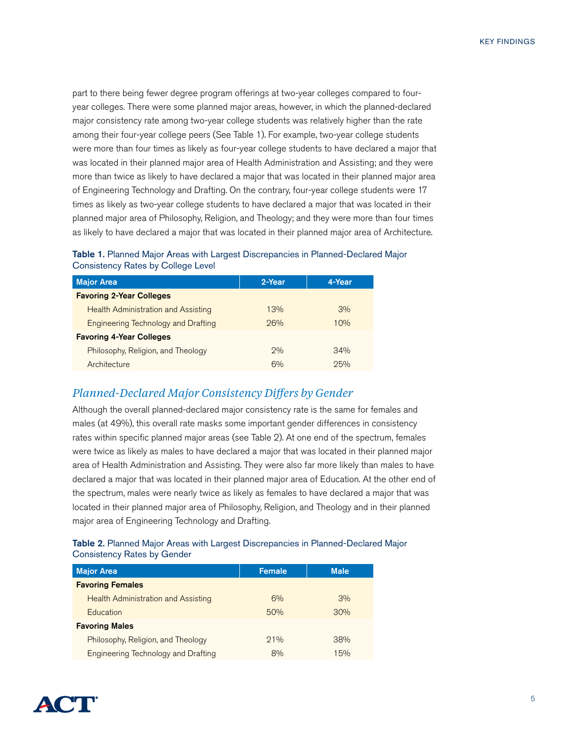part to there being fewer degree program offerings at two-year colleges compared to four-year colleges. There were some planned major areas, however, in which the planned-declared major consistency rate among two-year college students was relatively higher than the rate among their four-year college peers (See Table 1). For example, two-year college students were more than four times as likely as four-year college students to have declared a major that was located in their planned major area of Health Administration and Assisting; and they were more than twice as likely to have declared a major that was located in their planned major area of Engineering Technology and Drafting. On the contrary, four-year college students were 17 times as likely as two-year college students to have declared a major that was located in their planned major area of Philosophy, Religion, and Theology; and they were more than four times as likely to have declared a major that was located in their planned major area of Architecture.

**Table 1.** Planned Major Areas with Largest Discrepancies in Planned-Declared Major Consistency Rates by College Level

| Major Area | 2-Year | 4-Year |
|---|---|---|
| **Favoring 2-Year Colleges** | | |
| Health Administration and Assisting | 13% | 3% |
| Engineering Technology and Drafting | 26% | 10% |
| **Favoring 4-Year Colleges** | | |
| Philosophy, Religion, and Theology | 2% | 34% |
| Architecture | 6% | 25% |

## *Planned-Declared Major Consistency Differs by Gender*

Although the overall planned-declared major consistency rate is the same for females and males (at 49%), this overall rate masks some important gender differences in consistency rates within specific planned major areas (see Table 2). At one end of the spectrum, females were twice as likely as males to have declared a major that was located in their planned major area of Health Administration and Assisting. They were also far more likely than males to have declared a major that was located in their planned major area of Education. At the other end of the spectrum, males were nearly twice as likely as females to have declared a major that was located in their planned major area of Philosophy, Religion, and Theology and in their planned major area of Engineering Technology and Drafting.

**Table 2.** Planned Major Areas with Largest Discrepancies in Planned-Declared Major Consistency Rates by Gender

| Major Area | Female | Male |
|---|---|---|
| **Favoring Females** | | |
| Health Administration and Assisting | 6% | 3% |
| Education | 50% | 30% |
| **Favoring Males** | | |
| Philosophy, Religion, and Theology | 21% | 38% |
| Engineering Technology and Drafting | 8% | 15% |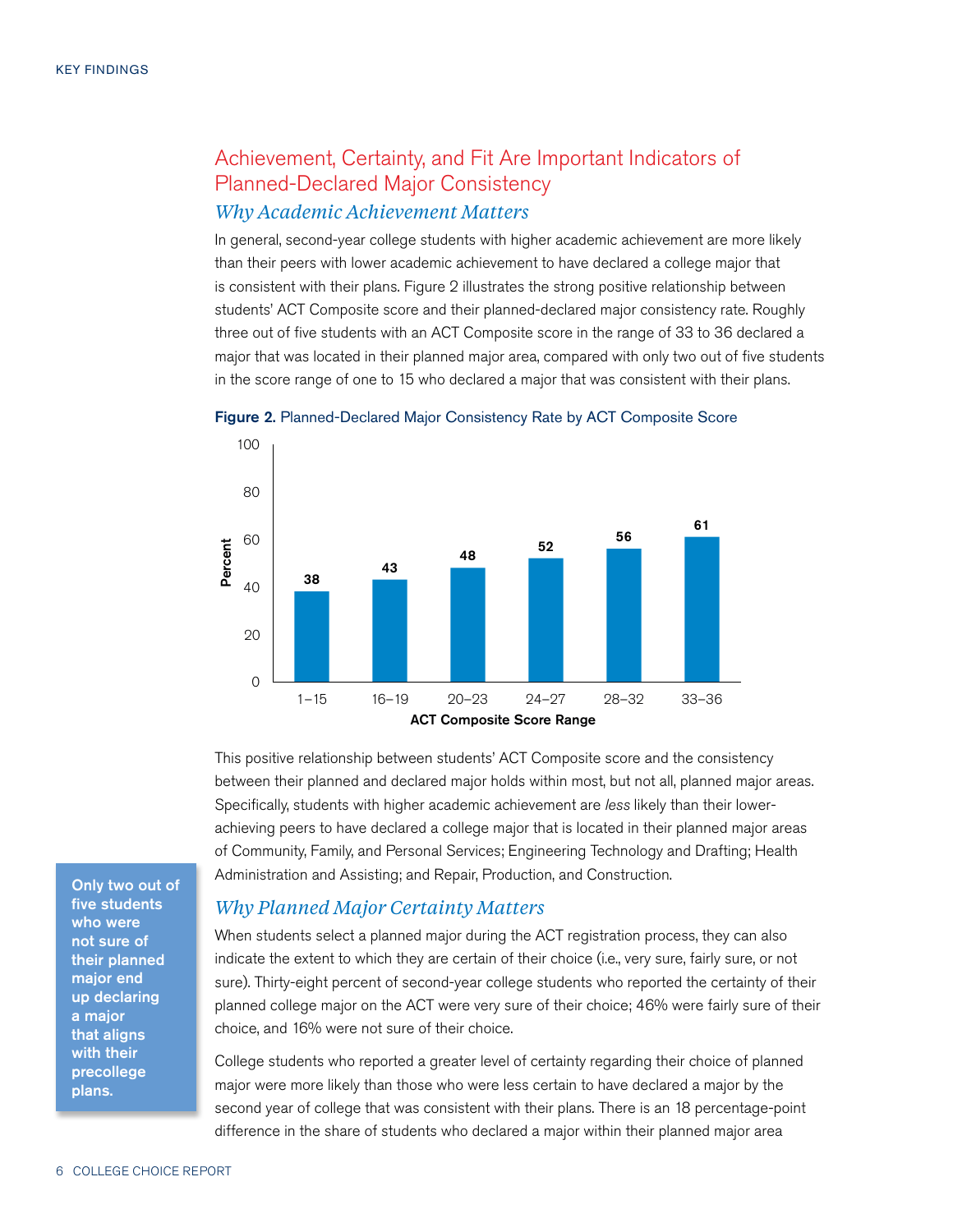## Achievement, Certainty, and Fit Are Important Indicators of Planned-Declared Major Consistency

### *Why Academic Achievement Matters*

In general, second-year college students with higher academic achievement are more likely than their peers with lower academic achievement to have declared a college major that is consistent with their plans. Figure 2 illustrates the strong positive relationship between students' ACT Composite score and their planned-declared major consistency rate. Roughly three out of five students with an ACT Composite score in the range of 33 to 36 declared a major that was located in their planned major area, compared with only two out of five students in the score range of one to 15 who declared a major that was consistent with their plans.

**Figure 2.** Planned-Declared Major Consistency Rate by ACT Composite Score

| ACT Composite Score Range | Percent |
|---|---|
| 1–15 | 38 |
| 16–19 | 43 |
| 20–23 | 48 |
| 24–27 | 52 |
| 28–32 | 56 |
| 33–36 | 61 |

This positive relationship between students' ACT Composite score and the consistency between their planned and declared major holds within most, but not all, planned major areas. Specifically, students with higher academic achievement are *less* likely than their lower-achieving peers to have declared a college major that is located in their planned major areas of Community, Family, and Personal Services; Engineering Technology and Drafting; Health Administration and Assisting; and Repair, Production, and Construction.

**Only two out of five students who were not sure of their planned major end up declaring a major that aligns with their precollege plans.**

### *Why Planned Major Certainty Matters*

When students select a planned major during the ACT registration process, they can also indicate the extent to which they are certain of their choice (i.e., very sure, fairly sure, or not sure). Thirty-eight percent of second-year college students who reported the certainty of their planned college major on the ACT were very sure of their choice; 46% were fairly sure of their choice, and 16% were not sure of their choice.

College students who reported a greater level of certainty regarding their choice of planned major were more likely than those who were less certain to have declared a major by the second year of college that was consistent with their plans. There is an 18 percentage-point difference in the share of students who declared a major within their planned major area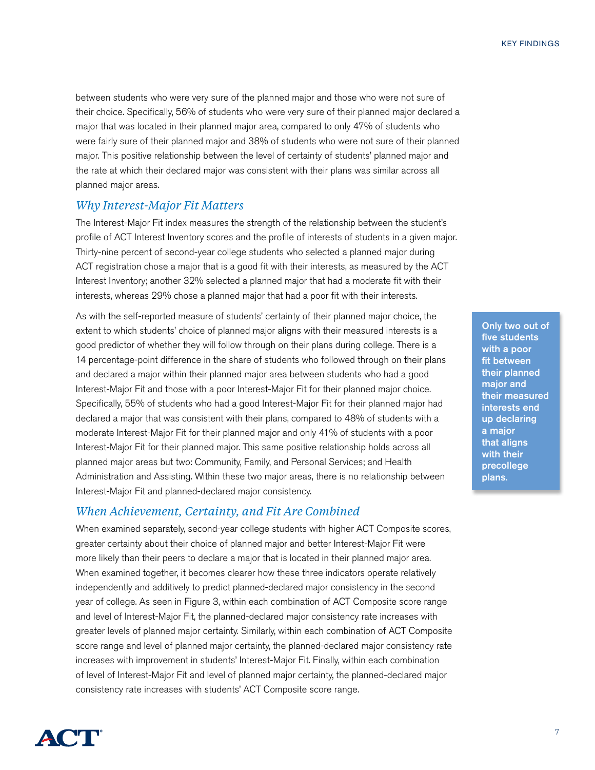between students who were very sure of the planned major and those who were not sure of their choice. Specifically, 56% of students who were very sure of their planned major declared a major that was located in their planned major area, compared to only 47% of students who were fairly sure of their planned major and 38% of students who were not sure of their planned major. This positive relationship between the level of certainty of students' planned major and the rate at which their declared major was consistent with their plans was similar across all planned major areas.

### *Why Interest-Major Fit Matters*

The Interest-Major Fit index measures the strength of the relationship between the student's profile of ACT Interest Inventory scores and the profile of interests of students in a given major. Thirty-nine percent of second-year college students who selected a planned major during ACT registration chose a major that is a good fit with their interests, as measured by the ACT Interest Inventory; another 32% selected a planned major that had a moderate fit with their interests, whereas 29% chose a planned major that had a poor fit with their interests.

As with the self-reported measure of students' certainty of their planned major choice, the extent to which students' choice of planned major aligns with their measured interests is a good predictor of whether they will follow through on their plans during college. There is a 14 percentage-point difference in the share of students who followed through on their plans and declared a major within their planned major area between students who had a good Interest-Major Fit and those with a poor Interest-Major Fit for their planned major choice. Specifically, 55% of students who had a good Interest-Major Fit for their planned major had declared a major that was consistent with their plans, compared to 48% of students with a moderate Interest-Major Fit for their planned major and only 41% of students with a poor Interest-Major Fit for their planned major. This same positive relationship holds across all planned major areas but two: Community, Family, and Personal Services; and Health Administration and Assisting. Within these two major areas, there is no relationship between Interest-Major Fit and planned-declared major consistency.

**Only two out of five students with a poor fit between their planned major and their measured interests end up declaring a major that aligns with their precollege plans.**

### *When Achievement, Certainty, and Fit Are Combined*

When examined separately, second-year college students with higher ACT Composite scores, greater certainty about their choice of planned major and better Interest-Major Fit were more likely than their peers to declare a major that is located in their planned major area. When examined together, it becomes clearer how these three indicators operate relatively independently and additively to predict planned-declared major consistency in the second year of college. As seen in Figure 3, within each combination of ACT Composite score range and level of Interest-Major Fit, the planned-declared major consistency rate increases with greater levels of planned major certainty. Similarly, within each combination of ACT Composite score range and level of planned major certainty, the planned-declared major consistency rate increases with improvement in students' Interest-Major Fit. Finally, within each combination of level of Interest-Major Fit and level of planned major certainty, the planned-declared major consistency rate increases with students' ACT Composite score range.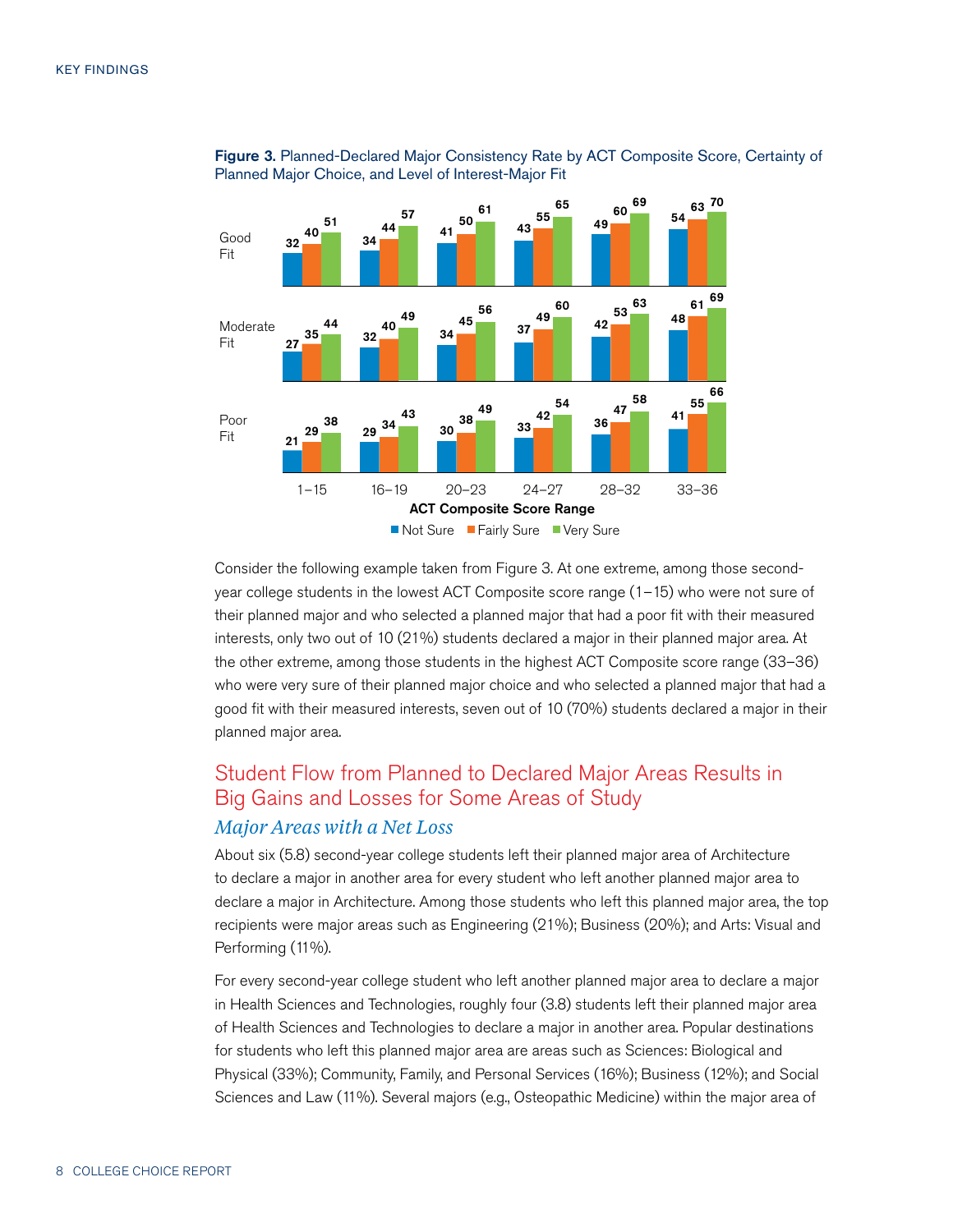**Figure 3.** Planned-Declared Major Consistency Rate by ACT Composite Score, Certainty of Planned Major Choice, and Level of Interest-Major Fit

| Fit | Certainty | 1–15 | 16–19 | 20–23 | 24–27 | 28–32 | 33–36 |
|---|---|---|---|---|---|---|---|
| Good Fit | Not Sure | 32 | 34 | 41 | 43 | 49 | 54 |
| | Fairly Sure | 40 | 44 | 50 | 55 | 60 | 63 |
| | Very Sure | 51 | 57 | 61 | 65 | 69 | 70 |
| Moderate Fit | Not Sure | 27 | 32 | 34 | 37 | 42 | 48 |
| | Fairly Sure | 35 | 40 | 45 | 49 | 53 | 61 |
| | Very Sure | 44 | 49 | 56 | 60 | 63 | 69 |
| Poor Fit | Not Sure | 21 | 29 | 30 | 33 | 36 | 41 |
| | Fairly Sure | 29 | 34 | 38 | 42 | 47 | 55 |
| | Very Sure | 38 | 43 | 49 | 54 | 58 | 66 |

ACT Composite Score Range

Consider the following example taken from Figure 3. At one extreme, among those second-year college students in the lowest ACT Composite score range (1–15) who were not sure of their planned major and who selected a planned major that had a poor fit with their measured interests, only two out of 10 (21%) students declared a major in their planned major area. At the other extreme, among those students in the highest ACT Composite score range (33–36) who were very sure of their planned major choice and who selected a planned major that had a good fit with their measured interests, seven out of 10 (70%) students declared a major in their planned major area.

## Student Flow from Planned to Declared Major Areas Results in Big Gains and Losses for Some Areas of Study

### *Major Areas with a Net Loss*

About six (5.8) second-year college students left their planned major area of Architecture to declare a major in another area for every student who left another planned major area to declare a major in Architecture. Among those students who left this planned major area, the top recipients were major areas such as Engineering (21%); Business (20%); and Arts: Visual and Performing (11%).

For every second-year college student who left another planned major area to declare a major in Health Sciences and Technologies, roughly four (3.8) students left their planned major area of Health Sciences and Technologies to declare a major in another area. Popular destinations for students who left this planned major area are areas such as Sciences: Biological and Physical (33%); Community, Family, and Personal Services (16%); Business (12%); and Social Sciences and Law (11%). Several majors (e.g., Osteopathic Medicine) within the major area of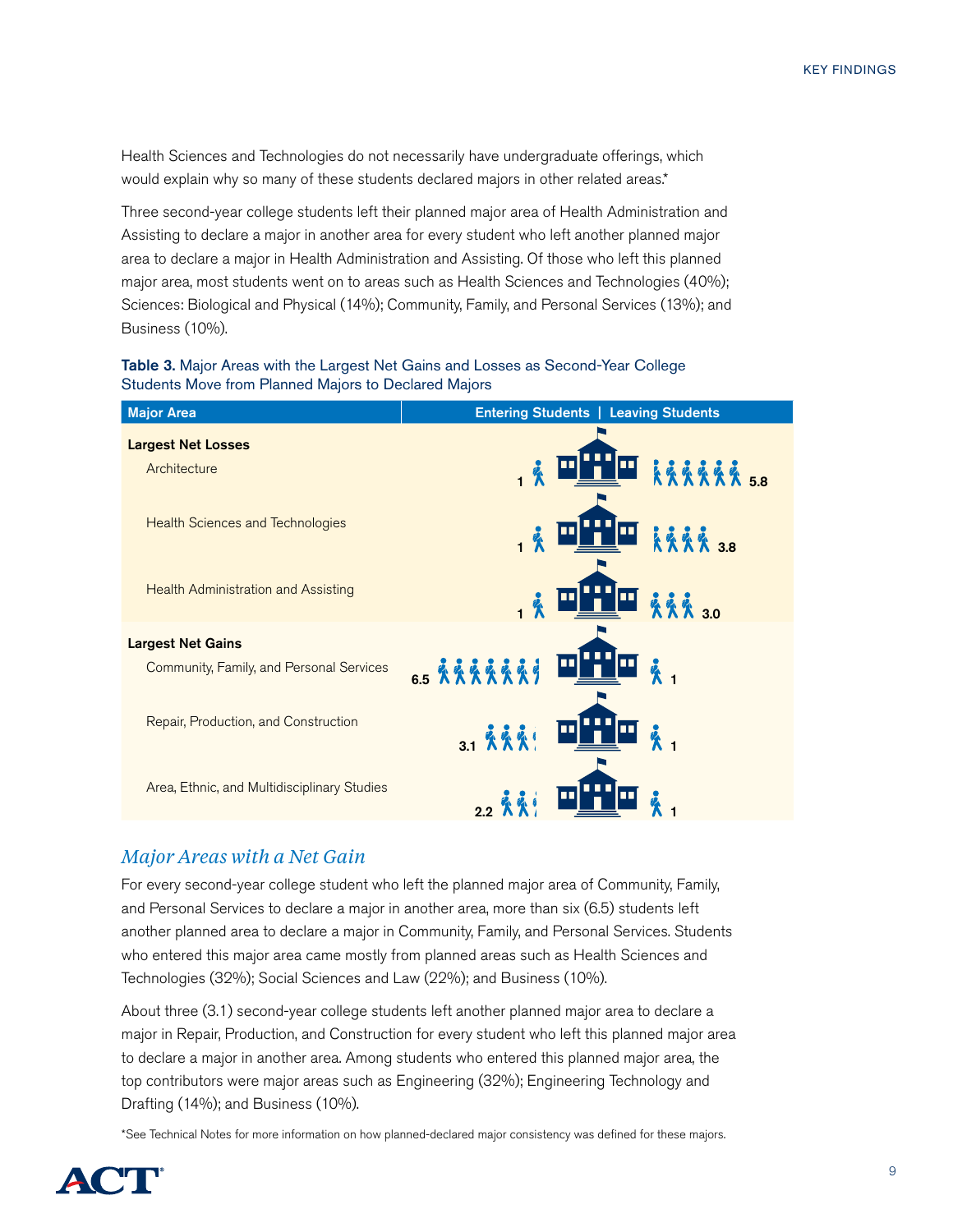Health Sciences and Technologies do not necessarily have undergraduate offerings, which would explain why so many of these students declared majors in other related areas.*

Three second-year college students left their planned major area of Health Administration and Assisting to declare a major in another area for every student who left another planned major area to declare a major in Health Administration and Assisting. Of those who left this planned major area, most students went on to areas such as Health Sciences and Technologies (40%); Sciences: Biological and Physical (14%); Community, Family, and Personal Services (13%); and Business (10%).

**Table 3.** Major Areas with the Largest Net Gains and Losses as Second-Year College Students Move from Planned Majors to Declared Majors

| Major Area | Entering Students | Leaving Students |
|---|---|---|
| **Largest Net Losses** | | |
| Architecture | 1 | 5.8 |
| Health Sciences and Technologies | 1 | 3.8 |
| Health Administration and Assisting | 1 | 3.0 |
| **Largest Net Gains** | | |
| Community, Family, and Personal Services | 6.5 | 1 |
| Repair, Production, and Construction | 3.1 | 1 |
| Area, Ethnic, and Multidisciplinary Studies | 2.2 | 1 |

## *Major Areas with a Net Gain*

For every second-year college student who left the planned major area of Community, Family, and Personal Services to declare a major in another area, more than six (6.5) students left another planned area to declare a major in Community, Family, and Personal Services. Students who entered this major area came mostly from planned areas such as Health Sciences and Technologies (32%); Social Sciences and Law (22%); and Business (10%).

About three (3.1) second-year college students left another planned major area to declare a major in Repair, Production, and Construction for every student who left this planned major area to declare a major in another area. Among students who entered this planned major area, the top contributors were major areas such as Engineering (32%); Engineering Technology and Drafting (14%); and Business (10%).

*See Technical Notes for more information on how planned-declared major consistency was defined for these majors.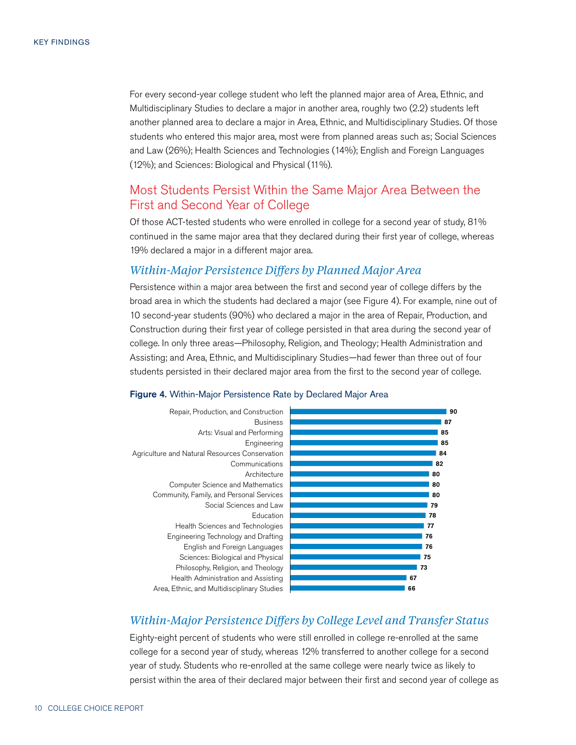For every second-year college student who left the planned major area of Area, Ethnic, and Multidisciplinary Studies to declare a major in another area, roughly two (2.2) students left another planned area to declare a major in Area, Ethnic, and Multidisciplinary Studies. Of those students who entered this major area, most were from planned areas such as; Social Sciences and Law (26%); Health Sciences and Technologies (14%); English and Foreign Languages (12%); and Sciences: Biological and Physical (11%).

## Most Students Persist Within the Same Major Area Between the First and Second Year of College

Of those ACT-tested students who were enrolled in college for a second year of study, 81% continued in the same major area that they declared during their first year of college, whereas 19% declared a major in a different major area.

### *Within-Major Persistence Differs by Planned Major Area*

Persistence within a major area between the first and second year of college differs by the broad area in which the students had declared a major (see Figure 4). For example, nine out of 10 second-year students (90%) who declared a major in the area of Repair, Production, and Construction during their first year of college persisted in that area during the second year of college. In only three areas—Philosophy, Religion, and Theology; Health Administration and Assisting; and Area, Ethnic, and Multidisciplinary Studies—had fewer than three out of four students persisted in their declared major area from the first to the second year of college.

**Figure 4.** Within-Major Persistence Rate by Declared Major Area

| Declared Major Area | Persistence Rate |
|---|---|
| Repair, Production, and Construction | 90 |
| Business | 87 |
| Arts: Visual and Performing | 85 |
| Engineering | 85 |
| Agriculture and Natural Resources Conservation | 84 |
| Communications | 82 |
| Architecture | 80 |
| Computer Science and Mathematics | 80 |
| Community, Family, and Personal Services | 80 |
| Social Sciences and Law | 79 |
| Education | 78 |
| Health Sciences and Technologies | 77 |
| Engineering Technology and Drafting | 76 |
| English and Foreign Languages | 76 |
| Sciences: Biological and Physical | 75 |
| Philosophy, Religion, and Theology | 73 |
| Health Administration and Assisting | 67 |
| Area, Ethnic, and Multidisciplinary Studies | 66 |

### *Within-Major Persistence Differs by College Level and Transfer Status*

Eighty-eight percent of students who were still enrolled in college re-enrolled at the same college for a second year of study, whereas 12% transferred to another college for a second year of study. Students who re-enrolled at the same college were nearly twice as likely to persist within the area of their declared major between their first and second year of college as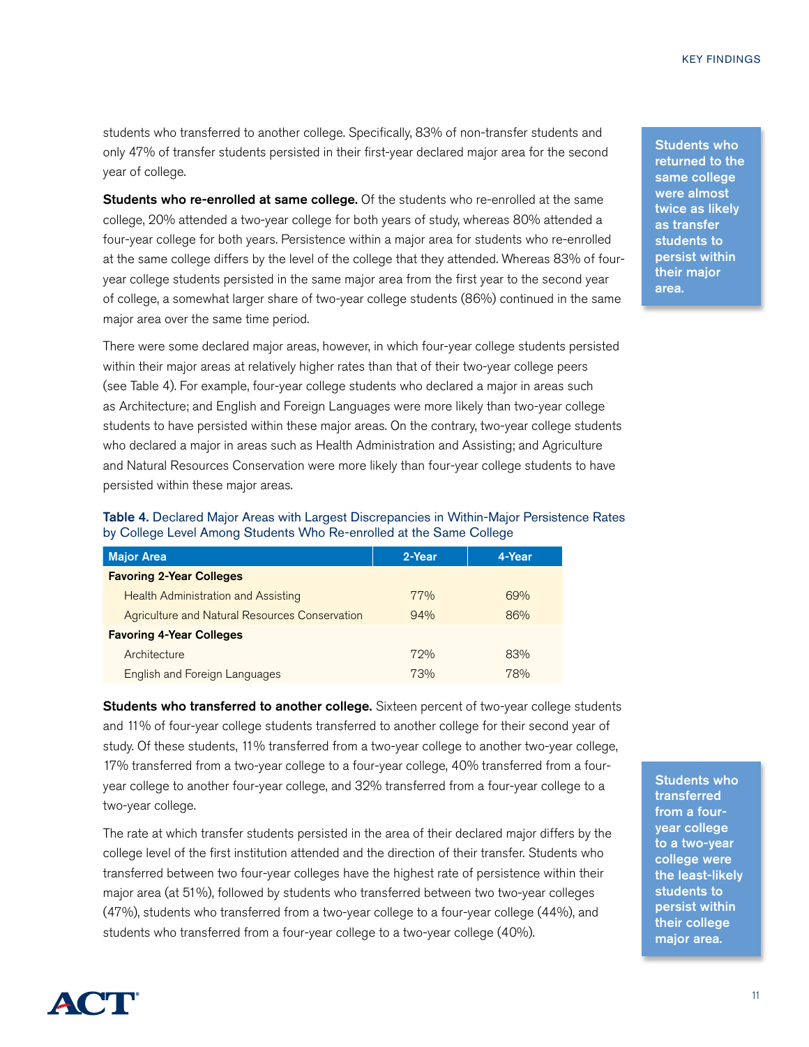students who transferred to another college. Specifically, 83% of non-transfer students and only 47% of transfer students persisted in their first-year declared major area for the second year of college.

**Students who returned to the same college were almost twice as likely as transfer students to persist within their major area.**

**Students who re-enrolled at same college.** Of the students who re-enrolled at the same college, 20% attended a two-year college for both years of study, whereas 80% attended a four-year college for both years. Persistence within a major area for students who re-enrolled at the same college differs by the level of the college that they attended. Whereas 83% of four-year college students persisted in the same major area from the first year to the second year of college, a somewhat larger share of two-year college students (86%) continued in the same major area over the same time period.

There were some declared major areas, however, in which four-year college students persisted within their major areas at relatively higher rates than that of their two-year college peers (see Table 4). For example, four-year college students who declared a major in areas such as Architecture; and English and Foreign Languages were more likely than two-year college students to have persisted within these major areas. On the contrary, two-year college students who declared a major in areas such as Health Administration and Assisting; and Agriculture and Natural Resources Conservation were more likely than four-year college students to have persisted within these major areas.

**Table 4.** Declared Major Areas with Largest Discrepancies in Within-Major Persistence Rates by College Level Among Students Who Re-enrolled at the Same College

| Major Area | 2-Year | 4-Year |
|---|---|---|
| **Favoring 2-Year Colleges** | | |
| Health Administration and Assisting | 77% | 69% |
| Agriculture and Natural Resources Conservation | 94% | 86% |
| **Favoring 4-Year Colleges** | | |
| Architecture | 72% | 83% |
| English and Foreign Languages | 73% | 78% |

**Students who transferred to another college.** Sixteen percent of two-year college students and 11% of four-year college students transferred to another college for their second year of study. Of these students, 11% transferred from a two-year college to another two-year college, 17% transferred from a two-year college to a four-year college, 40% transferred from a four-year college to another four-year college, and 32% transferred from a four-year college to a two-year college.

The rate at which transfer students persisted in the area of their declared major differs by the college level of the first institution attended and the direction of their transfer. Students who transferred between two four-year colleges have the highest rate of persistence within their major area (at 51%), followed by students who transferred between two two-year colleges (47%), students who transferred from a two-year college to a four-year college (44%), and students who transferred from a four-year college to a two-year college (40%).

**Students who transferred from a four-year college to a two-year college were the least-likely students to persist within their college major area.**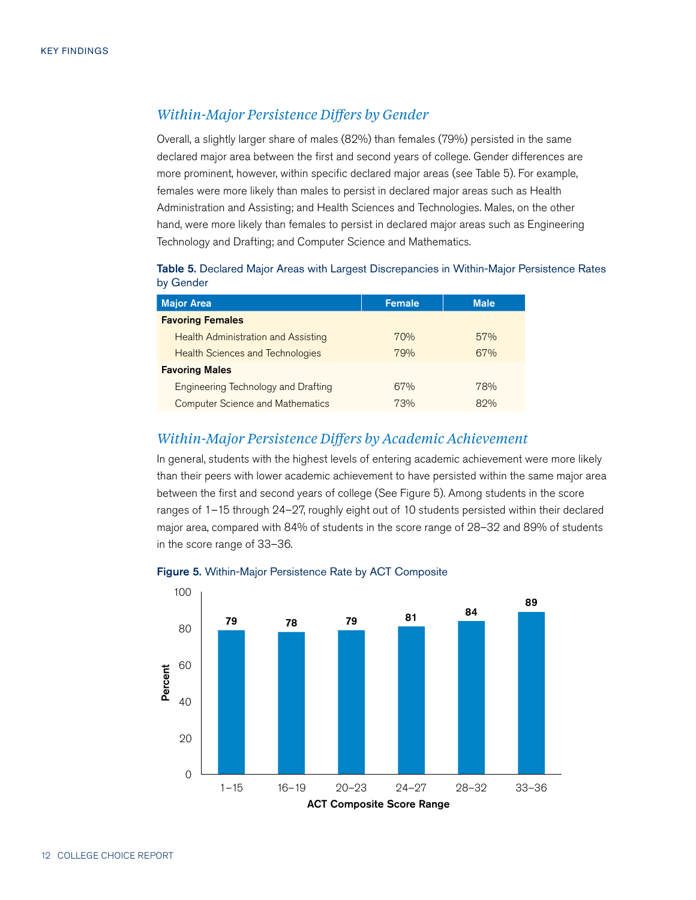## *Within-Major Persistence Differs by Gender*

Overall, a slightly larger share of males (82%) than females (79%) persisted in the same declared major area between the first and second years of college. Gender differences are more prominent, however, within specific declared major areas (see Table 5). For example, females were more likely than males to persist in declared major areas such as Health Administration and Assisting; and Health Sciences and Technologies. Males, on the other hand, were more likely than females to persist in declared major areas such as Engineering Technology and Drafting; and Computer Science and Mathematics.

**Table 5.** Declared Major Areas with Largest Discrepancies in Within-Major Persistence Rates by Gender

| Major Area | Female | Male |
|---|---|---|
| **Favoring Females** | | |
| Health Administration and Assisting | 70% | 57% |
| Health Sciences and Technologies | 79% | 67% |
| **Favoring Males** | | |
| Engineering Technology and Drafting | 67% | 78% |
| Computer Science and Mathematics | 73% | 82% |

## *Within-Major Persistence Differs by Academic Achievement*

In general, students with the highest levels of entering academic achievement were more likely than their peers with lower academic achievement to have persisted within the same major area between the first and second years of college (See Figure 5). Among students in the score ranges of 1–15 through 24–27, roughly eight out of 10 students persisted within their declared major area, compared with 84% of students in the score range of 28–32 and 89% of students in the score range of 33–36.

**Figure 5.** Within-Major Persistence Rate by ACT Composite

| ACT Composite Score Range | Percent |
|---|---|
| 1–15 | 79 |
| 16–19 | 78 |
| 20–23 | 79 |
| 24–27 | 81 |
| 28–32 | 84 |
| 33–36 | 89 |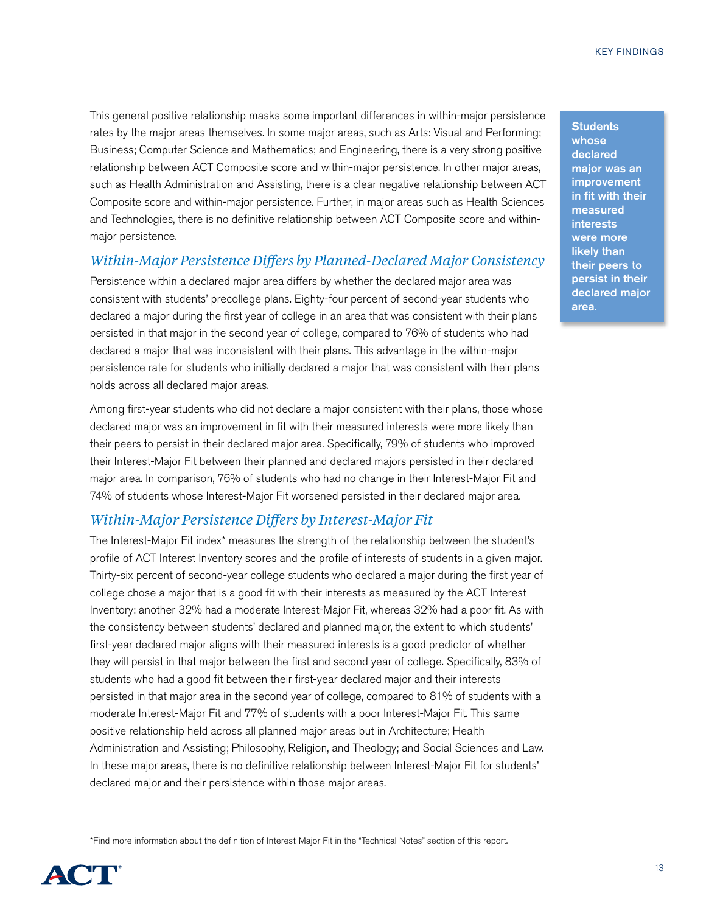This general positive relationship masks some important differences in within-major persistence rates by the major areas themselves. In some major areas, such as Arts: Visual and Performing; Business; Computer Science and Mathematics; and Engineering, there is a very strong positive relationship between ACT Composite score and within-major persistence. In other major areas, such as Health Administration and Assisting, there is a clear negative relationship between ACT Composite score and within-major persistence. Further, in major areas such as Health Sciences and Technologies, there is no definitive relationship between ACT Composite score and within-major persistence.

### *Within-Major Persistence Differs by Planned-Declared Major Consistency*

Persistence within a declared major area differs by whether the declared major area was consistent with students' precollege plans. Eighty-four percent of second-year students who declared a major during the first year of college in an area that was consistent with their plans persisted in that major in the second year of college, compared to 76% of students who had declared a major that was inconsistent with their plans. This advantage in the within-major persistence rate for students who initially declared a major that was consistent with their plans holds across all declared major areas.

Among first-year students who did not declare a major consistent with their plans, those whose declared major was an improvement in fit with their measured interests were more likely than their peers to persist in their declared major area. Specifically, 79% of students who improved their Interest-Major Fit between their planned and declared majors persisted in their declared major area. In comparison, 76% of students who had no change in their Interest-Major Fit and 74% of students whose Interest-Major Fit worsened persisted in their declared major area.

**Students whose declared major was an improvement in fit with their measured interests were more likely than their peers to persist in their declared major area.**

### *Within-Major Persistence Differs by Interest-Major Fit*

The Interest-Major Fit index* measures the strength of the relationship between the student's profile of ACT Interest Inventory scores and the profile of interests of students in a given major. Thirty-six percent of second-year college students who declared a major during the first year of college chose a major that is a good fit with their interests as measured by the ACT Interest Inventory; another 32% had a moderate Interest-Major Fit, whereas 32% had a poor fit. As with the consistency between students' declared and planned major, the extent to which students' first-year declared major aligns with their measured interests is a good predictor of whether they will persist in that major between the first and second year of college. Specifically, 83% of students who had a good fit between their first-year declared major and their interests persisted in that major area in the second year of college, compared to 81% of students with a moderate Interest-Major Fit and 77% of students with a poor Interest-Major Fit. This same positive relationship held across all planned major areas but in Architecture; Health Administration and Assisting; Philosophy, Religion, and Theology; and Social Sciences and Law. In these major areas, there is no definitive relationship between Interest-Major Fit for students' declared major and their persistence within those major areas.

*Find more information about the definition of Interest-Major Fit in the "Technical Notes" section of this report.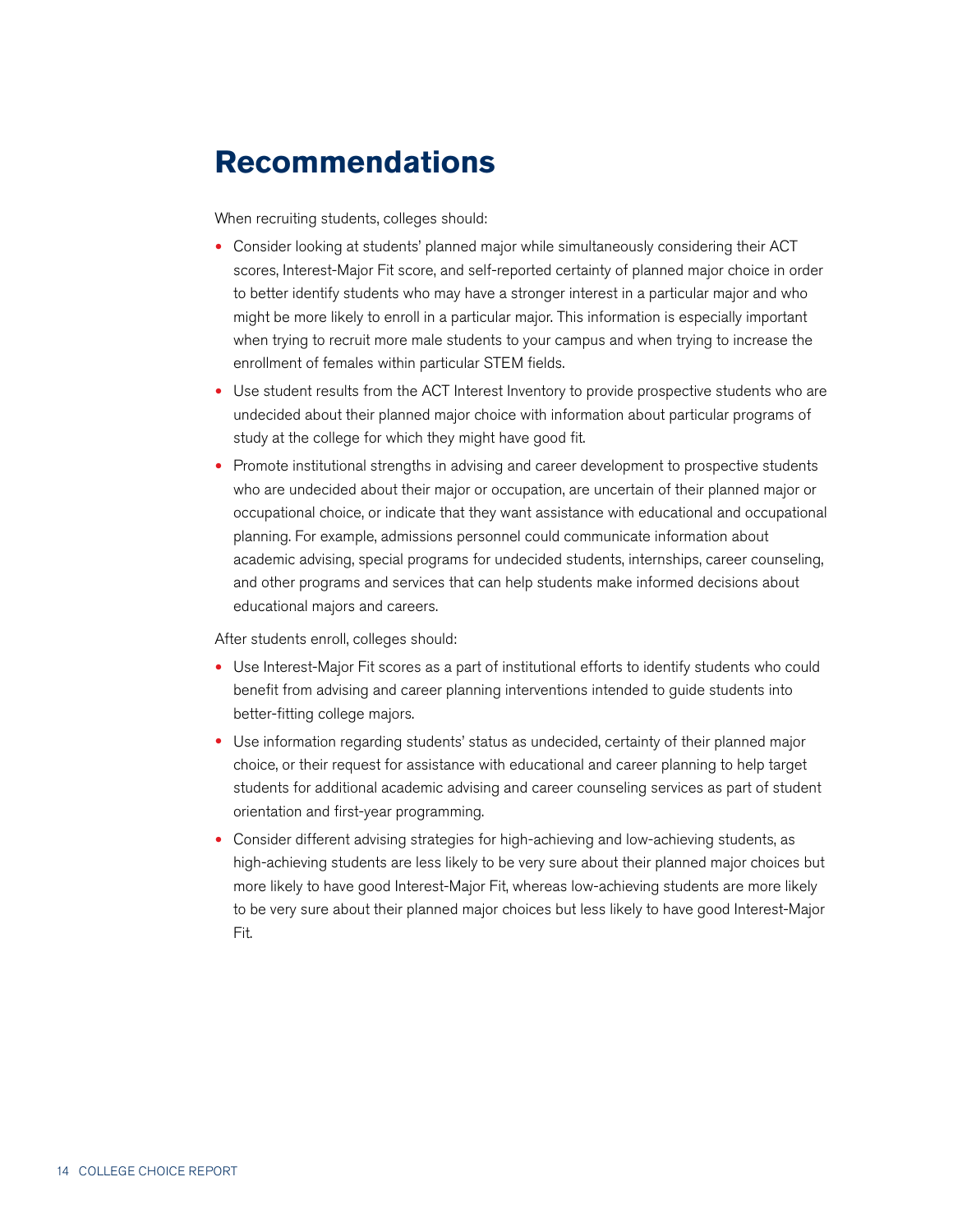# Recommendations

When recruiting students, colleges should:

- Consider looking at students' planned major while simultaneously considering their ACT scores, Interest-Major Fit score, and self-reported certainty of planned major choice in order to better identify students who may have a stronger interest in a particular major and who might be more likely to enroll in a particular major. This information is especially important when trying to recruit more male students to your campus and when trying to increase the enrollment of females within particular STEM fields.
- Use student results from the ACT Interest Inventory to provide prospective students who are undecided about their planned major choice with information about particular programs of study at the college for which they might have good fit.
- Promote institutional strengths in advising and career development to prospective students who are undecided about their major or occupation, are uncertain of their planned major or occupational choice, or indicate that they want assistance with educational and occupational planning. For example, admissions personnel could communicate information about academic advising, special programs for undecided students, internships, career counseling, and other programs and services that can help students make informed decisions about educational majors and careers.

After students enroll, colleges should:

- Use Interest-Major Fit scores as a part of institutional efforts to identify students who could benefit from advising and career planning interventions intended to guide students into better-fitting college majors.
- Use information regarding students' status as undecided, certainty of their planned major choice, or their request for assistance with educational and career planning to help target students for additional academic advising and career counseling services as part of student orientation and first-year programming.
- Consider different advising strategies for high-achieving and low-achieving students, as high-achieving students are less likely to be very sure about their planned major choices but more likely to have good Interest-Major Fit, whereas low-achieving students are more likely to be very sure about their planned major choices but less likely to have good Interest-Major Fit.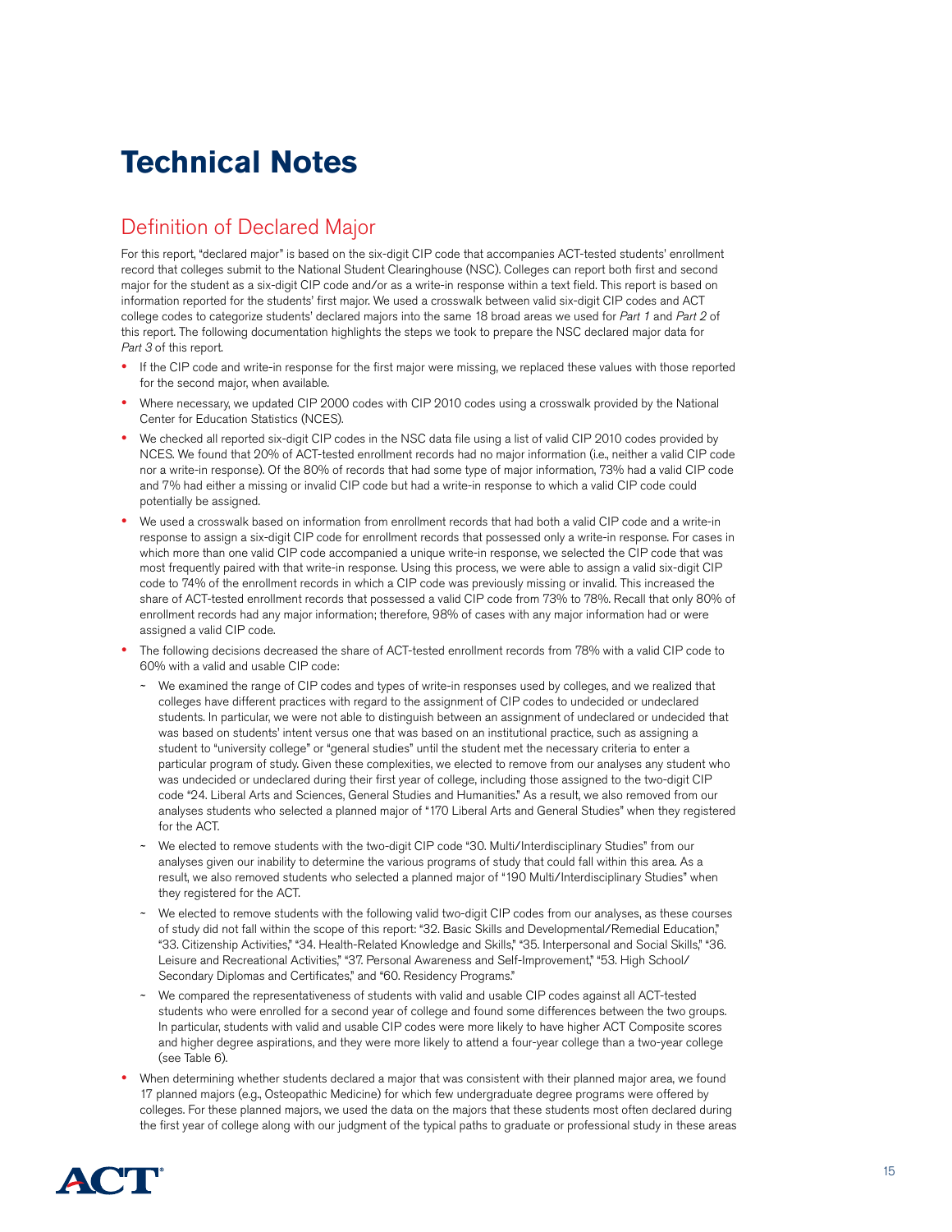# Technical Notes

## Definition of Declared Major

For this report, "declared major" is based on the six-digit CIP code that accompanies ACT-tested students' enrollment record that colleges submit to the National Student Clearinghouse (NSC). Colleges can report both first and second major for the student as a six-digit CIP code and/or as a write-in response within a text field. This report is based on information reported for the students' first major. We used a crosswalk between valid six-digit CIP codes and ACT college codes to categorize students' declared majors into the same 18 broad areas we used for *Part 1* and *Part 2* of this report. The following documentation highlights the steps we took to prepare the NSC declared major data for *Part 3* of this report.

- If the CIP code and write-in response for the first major were missing, we replaced these values with those reported for the second major, when available.
- Where necessary, we updated CIP 2000 codes with CIP 2010 codes using a crosswalk provided by the National Center for Education Statistics (NCES).
- We checked all reported six-digit CIP codes in the NSC data file using a list of valid CIP 2010 codes provided by NCES. We found that 20% of ACT-tested enrollment records had no major information (i.e., neither a valid CIP code nor a write-in response). Of the 80% of records that had some type of major information, 73% had a valid CIP code and 7% had either a missing or invalid CIP code but had a write-in response to which a valid CIP code could potentially be assigned.
- We used a crosswalk based on information from enrollment records that had both a valid CIP code and a write-in response to assign a six-digit CIP code for enrollment records that possessed only a write-in response. For cases in which more than one valid CIP code accompanied a unique write-in response, we selected the CIP code that was most frequently paired with that write-in response. Using this process, we were able to assign a valid six-digit CIP code to 74% of the enrollment records in which a CIP code was previously missing or invalid. This increased the share of ACT-tested enrollment records that possessed a valid CIP code from 73% to 78%. Recall that only 80% of enrollment records had any major information; therefore, 98% of cases with any major information had or were assigned a valid CIP code.
- The following decisions decreased the share of ACT-tested enrollment records from 78% with a valid CIP code to 60% with a valid and usable CIP code:
  - ~ We examined the range of CIP codes and types of write-in responses used by colleges, and we realized that colleges have different practices with regard to the assignment of CIP codes to undecided or undeclared students. In particular, we were not able to distinguish between an assignment of undeclared or undecided that was based on students' intent versus one that was based on an institutional practice, such as assigning a student to "university college" or "general studies" until the student met the necessary criteria to enter a particular program of study. Given these complexities, we elected to remove from our analyses any student who was undecided or undeclared during their first year of college, including those assigned to the two-digit CIP code "24. Liberal Arts and Sciences, General Studies and Humanities." As a result, we also removed from our analyses students who selected a planned major of "170 Liberal Arts and General Studies" when they registered for the ACT.
  - ~ We elected to remove students with the two-digit CIP code "30. Multi/Interdisciplinary Studies" from our analyses given our inability to determine the various programs of study that could fall within this area. As a result, we also removed students who selected a planned major of "190 Multi/Interdisciplinary Studies" when they registered for the ACT.
  - ~ We elected to remove students with the following valid two-digit CIP codes from our analyses, as these courses of study did not fall within the scope of this report: "32. Basic Skills and Developmental/Remedial Education," "33. Citizenship Activities," "34. Health-Related Knowledge and Skills," "35. Interpersonal and Social Skills," "36. Leisure and Recreational Activities," "37. Personal Awareness and Self-Improvement," "53. High School/ Secondary Diplomas and Certificates," and "60. Residency Programs."
  - ~ We compared the representativeness of students with valid and usable CIP codes against all ACT-tested students who were enrolled for a second year of college and found some differences between the two groups. In particular, students with valid and usable CIP codes were more likely to have higher ACT Composite scores and higher degree aspirations, and they were more likely to attend a four-year college than a two-year college (see Table 6).
- When determining whether students declared a major that was consistent with their planned major area, we found 17 planned majors (e.g., Osteopathic Medicine) for which few undergraduate degree programs were offered by colleges. For these planned majors, we used the data on the majors that these students most often declared during the first year of college along with our judgment of the typical paths to graduate or professional study in these areas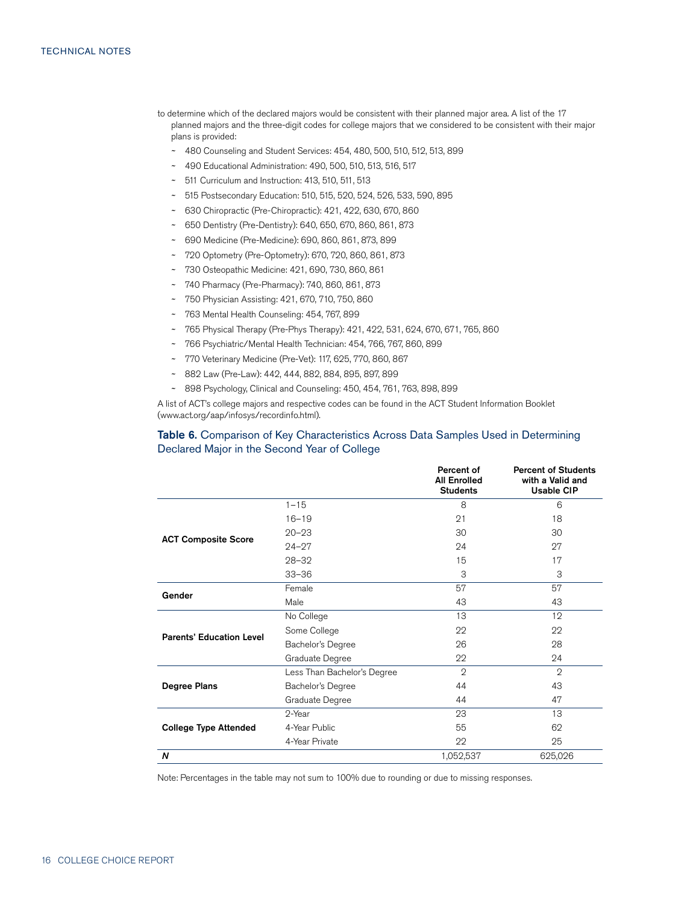to determine which of the declared majors would be consistent with their planned major area. A list of the 17 planned majors and the three-digit codes for college majors that we considered to be consistent with their major plans is provided:

- 480 Counseling and Student Services: 454, 480, 500, 510, 512, 513, 899
- 490 Educational Administration: 490, 500, 510, 513, 516, 517
- 511 Curriculum and Instruction: 413, 510, 511, 513
- 515 Postsecondary Education: 510, 515, 520, 524, 526, 533, 590, 895
- 630 Chiropractic (Pre-Chiropractic): 421, 422, 630, 670, 860
- 650 Dentistry (Pre-Dentistry): 640, 650, 670, 860, 861, 873
- 690 Medicine (Pre-Medicine): 690, 860, 861, 873, 899
- 720 Optometry (Pre-Optometry): 670, 720, 860, 861, 873
- 730 Osteopathic Medicine: 421, 690, 730, 860, 861
- 740 Pharmacy (Pre-Pharmacy): 740, 860, 861, 873
- 750 Physician Assisting: 421, 670, 710, 750, 860
- 763 Mental Health Counseling: 454, 767, 899
- 765 Physical Therapy (Pre-Phys Therapy): 421, 422, 531, 624, 670, 671, 765, 860
- 766 Psychiatric/Mental Health Technician: 454, 766, 767, 860, 899
- 770 Veterinary Medicine (Pre-Vet): 117, 625, 770, 860, 867
- 882 Law (Pre-Law): 442, 444, 882, 884, 895, 897, 899
- 898 Psychology, Clinical and Counseling: 450, 454, 761, 763, 898, 899

A list of ACT's college majors and respective codes can be found in the ACT Student Information Booklet (www.act.org/aap/infosys/recordinfo.html).

**Table 6.** Comparison of Key Characteristics Across Data Samples Used in Determining Declared Major in the Second Year of College

| | | Percent of All Enrolled Students | Percent of Students with a Valid and Usable CIP |
|---|---|---|---|
| **ACT Composite Score** | 1–15 | 8 | 6 |
| | 16–19 | 21 | 18 |
| | 20–23 | 30 | 30 |
| | 24–27 | 24 | 27 |
| | 28–32 | 15 | 17 |
| | 33–36 | 3 | 3 |
| **Gender** | Female | 57 | 57 |
| | Male | 43 | 43 |
| **Parents' Education Level** | No College | 13 | 12 |
| | Some College | 22 | 22 |
| | Bachelor's Degree | 26 | 28 |
| | Graduate Degree | 22 | 24 |
| **Degree Plans** | Less Than Bachelor's Degree | 2 | 2 |
| | Bachelor's Degree | 44 | 43 |
| | Graduate Degree | 44 | 47 |
| **College Type Attended** | 2-Year | 23 | 13 |
| | 4-Year Public | 55 | 62 |
| | 4-Year Private | 22 | 25 |
| ***N*** | | 1,052,537 | 625,026 |

Note: Percentages in the table may not sum to 100% due to rounding or due to missing responses.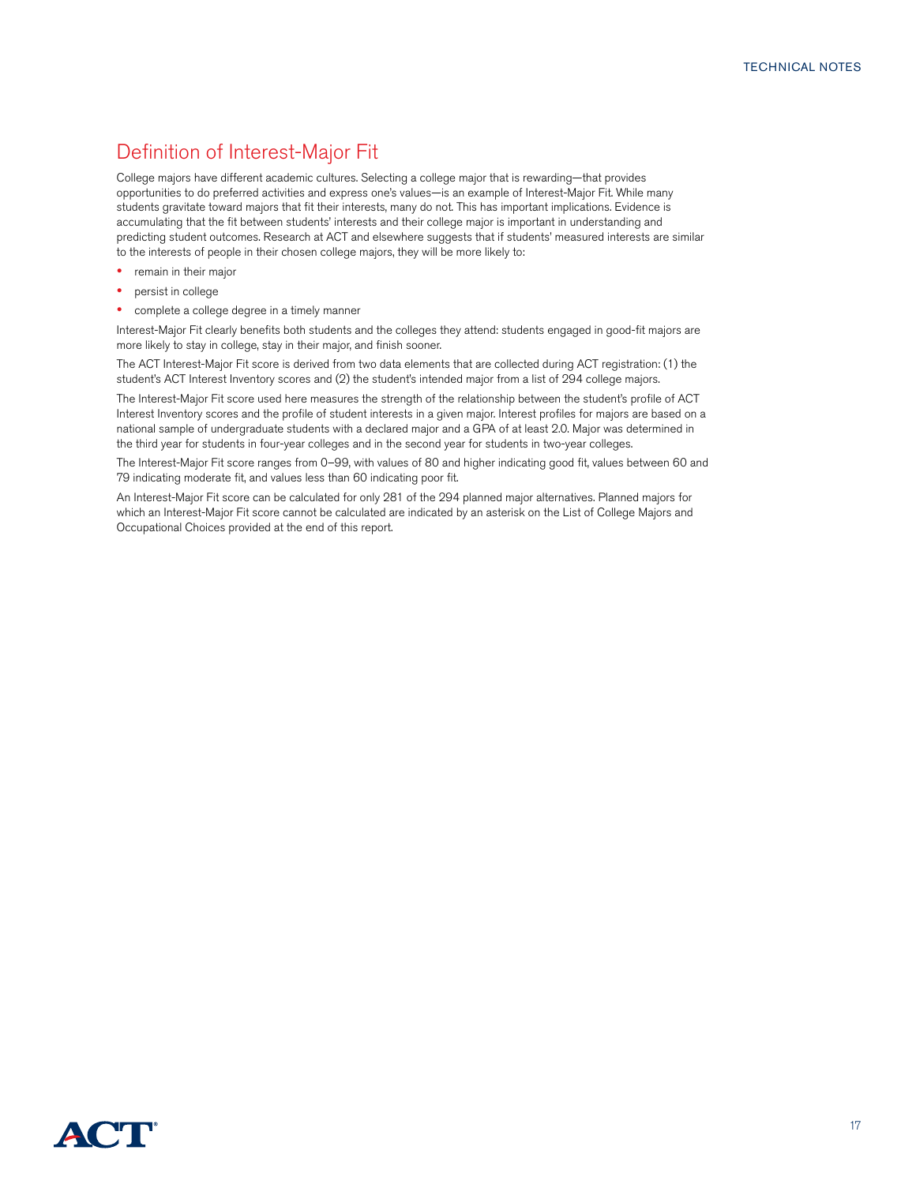## Definition of Interest-Major Fit

College majors have different academic cultures. Selecting a college major that is rewarding—that provides opportunities to do preferred activities and express one's values—is an example of Interest-Major Fit. While many students gravitate toward majors that fit their interests, many do not. This has important implications. Evidence is accumulating that the fit between students' interests and their college major is important in understanding and predicting student outcomes. Research at ACT and elsewhere suggests that if students' measured interests are similar to the interests of people in their chosen college majors, they will be more likely to:

- remain in their major
- persist in college
- complete a college degree in a timely manner

Interest-Major Fit clearly benefits both students and the colleges they attend: students engaged in good-fit majors are more likely to stay in college, stay in their major, and finish sooner.

The ACT Interest-Major Fit score is derived from two data elements that are collected during ACT registration: (1) the student's ACT Interest Inventory scores and (2) the student's intended major from a list of 294 college majors.

The Interest-Major Fit score used here measures the strength of the relationship between the student's profile of ACT Interest Inventory scores and the profile of student interests in a given major. Interest profiles for majors are based on a national sample of undergraduate students with a declared major and a GPA of at least 2.0. Major was determined in the third year for students in four-year colleges and in the second year for students in two-year colleges.

The Interest-Major Fit score ranges from 0–99, with values of 80 and higher indicating good fit, values between 60 and 79 indicating moderate fit, and values less than 60 indicating poor fit.

An Interest-Major Fit score can be calculated for only 281 of the 294 planned major alternatives. Planned majors for which an Interest-Major Fit score cannot be calculated are indicated by an asterisk on the List of College Majors and Occupational Choices provided at the end of this report.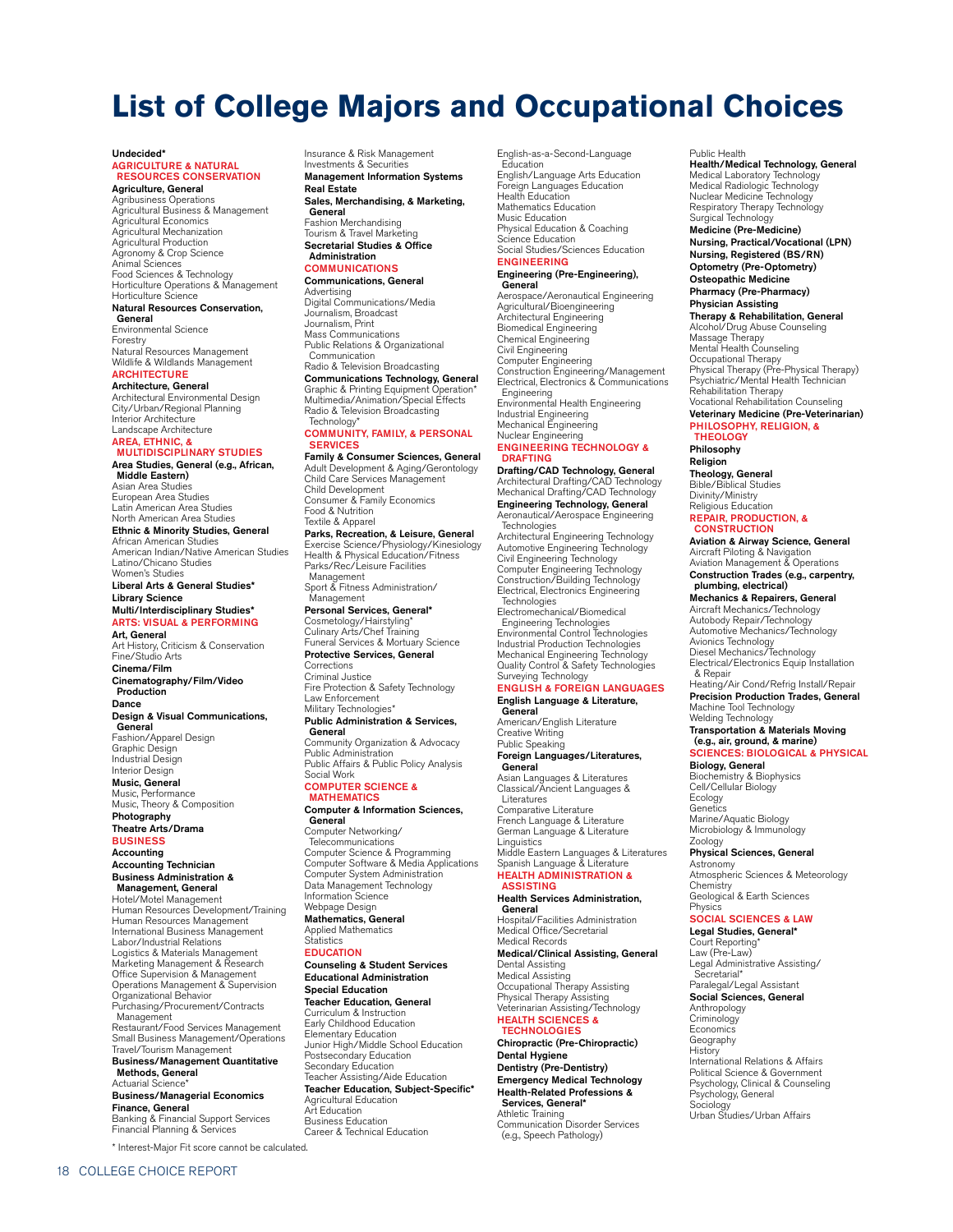# List of College Majors and Occupational Choices

**Undecided***

## AGRICULTURE & NATURAL RESOURCES CONSERVATION

**Agriculture, General**
Agribusiness Operations
Agricultural Business & Management
Agricultural Economics
Agricultural Mechanization
Agricultural Production
Agronomy & Crop Science
Animal Sciences
Food Sciences & Technology
Horticulture Operations & Management
Horticulture Science

**Natural Resources Conservation, General**
Environmental Science
Forestry
Natural Resources Management
Wildlife & Wildlands Management

## ARCHITECTURE

**Architecture, General**
Architectural Environmental Design
City/Urban/Regional Planning
Interior Architecture
Landscape Architecture

## AREA, ETHNIC, & MULTIDISCIPLINARY STUDIES

**Area Studies, General (e.g., African, Middle Eastern)**
Asian Area Studies
European Area Studies
Latin American Area Studies
North American Area Studies

**Ethnic & Minority Studies, General**
African American Studies
American Indian/Native American Studies
Latino/Chicano Studies
Women's Studies

**Liberal Arts & General Studies***

**Library Science**

**Multi/Interdisciplinary Studies***

## ARTS: VISUAL & PERFORMING

**Art, General**
Art History, Criticism & Conservation
Fine/Studio Arts

**Cinema/Film**

**Cinematography/Film/Video Production**

**Dance**

**Design & Visual Communications, General**
Fashion/Apparel Design
Graphic Design
Industrial Design
Interior Design

**Music, General**
Music, Performance
Music, Theory & Composition

**Photography**

**Theatre Arts/Drama**

## BUSINESS

**Accounting**

**Accounting Technician**

**Business Administration & Management, General**
Hotel/Motel Management
Human Resources Development/Training
Human Resources Management
International Business Management
Labor/Industrial Relations
Logistics & Materials Management
Marketing Management & Research
Office Supervision & Management
Operations Management & Supervision
Organizational Behavior
Purchasing/Procurement/Contracts Management
Restaurant/Food Services Management
Small Business Management/Operations
Travel/Tourism Management

**Business/Management Quantitative Methods, General**
Actuarial Science*

**Business/Managerial Economics**

**Finance, General**
Banking & Financial Support Services
Financial Planning & Services
Insurance & Risk Management
Investments & Securities

**Management Information Systems**

**Real Estate**

**Sales, Merchandising, & Marketing, General**
Fashion Merchandising
Tourism & Travel Marketing

**Secretarial Studies & Office Administration**

## COMMUNICATIONS

**Communications, General**
Advertising
Digital Communications/Media
Journalism, Broadcast
Journalism, Print
Mass Communications
Public Relations & Organizational Communication
Radio & Television Broadcasting

**Communications Technology, General**
Graphic & Printing Equipment Operation*
Multimedia/Animation/Special Effects
Radio & Television Broadcasting Technology*

## COMMUNITY, FAMILY, & PERSONAL SERVICES

**Family & Consumer Sciences, General**
Adult Development & Aging/Gerontology
Child Care Services Management
Child Development
Consumer & Family Economics
Food & Nutrition
Textile & Apparel

**Parks, Recreation, & Leisure, General**
Exercise Science/Physiology/Kinesiology
Health & Physical Education/Fitness
Parks/Rec/Leisure Facilities Management
Sport & Fitness Administration/Management

**Personal Services, General***
Cosmetology/Hairstyling*
Culinary Arts/Chef Training
Funeral Services & Mortuary Science

**Protective Services, General**
Corrections
Criminal Justice
Fire Protection & Safety Technology
Law Enforcement
Military Technologies*

**Public Administration & Services, General**
Community Organization & Advocacy
Public Administration
Public Affairs & Public Policy Analysis
Social Work

## COMPUTER SCIENCE & MATHEMATICS

**Computer & Information Sciences, General**
Computer Networking/Telecommunications
Computer Science & Programming
Computer Software & Media Applications
Computer System Administration
Data Management Technology
Information Science
Webpage Design

**Mathematics, General**
Applied Mathematics
Statistics

## EDUCATION

**Counseling & Student Services**

**Educational Administration**

**Special Education**

**Teacher Education, General**
Curriculum & Instruction
Early Childhood Education
Elementary Education
Junior High/Middle School Education
Postsecondary Education
Secondary Education
Teacher Assisting/Aide Education

**Teacher Education, Subject-Specific***
Agricultural Education
Art Education
Business Education
Career & Technical Education
English-as-a-Second-Language Education
English/Language Arts Education
Foreign Languages Education
Health Education
Mathematics Education
Music Education
Physical Education & Coaching
Science Education
Social Studies/Sciences Education

## ENGINEERING

**Engineering (Pre-Engineering), General**
Aerospace/Aeronautical Engineering
Agricultural/Bioengineering
Architectural Engineering
Biomedical Engineering
Chemical Engineering
Civil Engineering
Computer Engineering
Construction Engineering/Management
Electrical, Electronics & Communications Engineering
Environmental Health Engineering
Industrial Engineering
Mechanical Engineering
Nuclear Engineering

## ENGINEERING TECHNOLOGY & DRAFTING

**Drafting/CAD Technology, General**
Architectural Drafting/CAD Technology
Mechanical Drafting/CAD Technology

**Engineering Technology, General**
Aeronautical/Aerospace Engineering Technologies
Architectural Engineering Technology
Automotive Engineering Technology
Civil Engineering Technology
Computer Engineering Technology
Construction/Building Technology
Electrical, Electronics Engineering Technologies
Electromechanical/Biomedical Engineering Technologies
Environmental Control Technologies
Industrial Production Technologies
Mechanical Engineering Technology
Quality Control & Safety Technologies
Surveying Technology

## ENGLISH & FOREIGN LANGUAGES

**English Language & Literature, General**
American/English Literature
Creative Writing
Public Speaking

**Foreign Languages/Literatures, General**
Asian Languages & Literatures
Classical/Ancient Languages & Literatures
Comparative Literature
French Language & Literature
German Language & Literature
Linguistics
Middle Eastern Languages & Literatures
Spanish Language & Literature

## HEALTH ADMINISTRATION & ASSISTING

**Health Services Administration, General**
Hospital/Facilities Administration
Medical Office/Secretarial
Medical Records

**Medical/Clinical Assisting, General**
Dental Assisting
Medical Assisting
Occupational Therapy Assisting
Physical Therapy Assisting
Veterinarian Assisting/Technology

## HEALTH SCIENCES & TECHNOLOGIES

**Chiropractic (Pre-Chiropractic)**

**Dental Hygiene**

**Dentistry (Pre-Dentistry)**

**Emergency Medical Technology**

**Health-Related Professions & Services, General***
Athletic Training
Communication Disorder Services (e.g., Speech Pathology)
Public Health

**Health/Medical Technology, General**
Medical Laboratory Technology
Medical Radiologic Technology
Nuclear Medicine Technology
Respiratory Therapy Technology
Surgical Technology

**Medicine (Pre-Medicine)**

**Nursing, Practical/Vocational (LPN)**

**Nursing, Registered (BS/RN)**

**Optometry (Pre-Optometry)**

**Osteopathic Medicine**

**Pharmacy (Pre-Pharmacy)**

**Physician Assisting**

**Therapy & Rehabilitation, General**
Alcohol/Drug Abuse Counseling
Massage Therapy
Mental Health Counseling
Occupational Therapy
Physical Therapy (Pre-Physical Therapy)
Psychiatric/Mental Health Technician
Rehabilitation Therapy
Vocational Rehabilitation Counseling

**Veterinary Medicine (Pre-Veterinarian)**

## PHILOSOPHY, RELIGION, & THEOLOGY

**Philosophy**

**Religion**

**Theology, General**
Bible/Biblical Studies
Divinity/Ministry
Religious Education

## REPAIR, PRODUCTION, & CONSTRUCTION

**Aviation & Airway Science, General**
Aircraft Piloting & Navigation
Aviation Management & Operations

**Construction Trades (e.g., carpentry, plumbing, electrical)**

**Mechanics & Repairers, General**
Aircraft Mechanics/Technology
Autobody Repair/Technology
Automotive Mechanics/Technology
Avionics Technology
Diesel Mechanics/Technology
Electrical/Electronics Equip Installation & Repair
Heating/Air Cond/Refrig Install/Repair

**Precision Production Trades, General**
Machine Tool Technology
Welding Technology

**Transportation & Materials Moving (e.g., air, ground, & marine)**

## SCIENCES: BIOLOGICAL & PHYSICAL

**Biology, General**
Biochemistry & Biophysics
Cell/Cellular Biology
Ecology
Genetics
Marine/Aquatic Biology
Microbiology & Immunology
Zoology

**Physical Sciences, General**
Astronomy
Atmospheric Sciences & Meteorology
Chemistry
Geological & Earth Sciences
Physics

## SOCIAL SCIENCES & LAW

**Legal Studies, General***
Court Reporting*
Law (Pre-Law)
Legal Administrative Assisting/Secretarial*
Paralegal/Legal Assistant

**Social Sciences, General**
Anthropology
Criminology
Economics
Geography
History
International Relations & Affairs
Political Science & Government
Psychology, Clinical & Counseling
Psychology, General
Sociology
Urban Studies/Urban Affairs

\* Interest-Major Fit score cannot be calculated.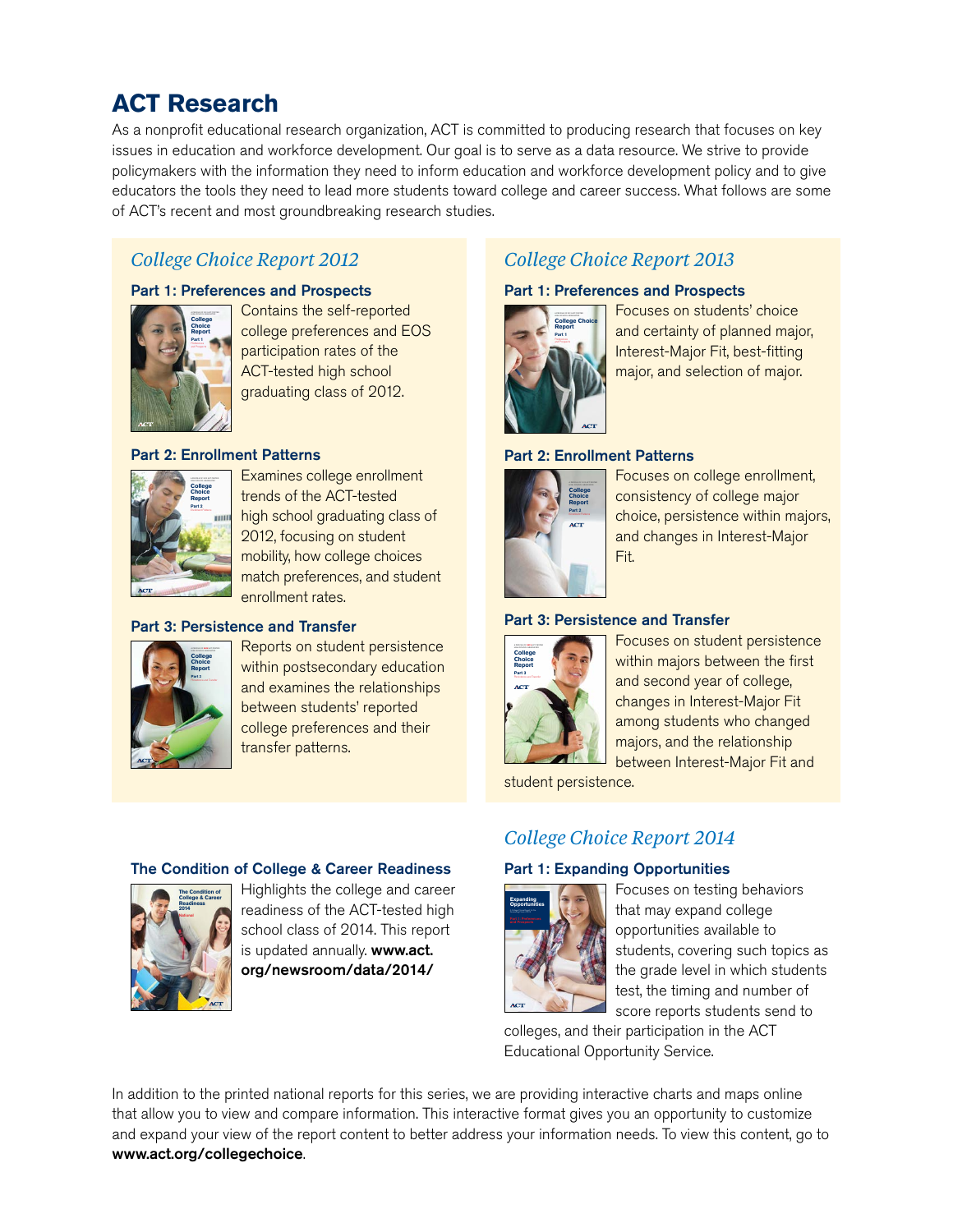# ACT Research

As a nonprofit educational research organization, ACT is committed to producing research that focuses on key issues in education and workforce development. Our goal is to serve as a data resource. We strive to provide policymakers with the information they need to inform education and workforce development policy and to give educators the tools they need to lead more students toward college and career success. What follows are some of ACT's recent and most groundbreaking research studies.

## *College Choice Report 2012*

### Part 1: Preferences and Prospects

Contains the self-reported college preferences and EOS participation rates of the ACT-tested high school graduating class of 2012.

### Part 2: Enrollment Patterns

Examines college enrollment trends of the ACT-tested high school graduating class of 2012, focusing on student mobility, how college choices match preferences, and student enrollment rates.

### Part 3: Persistence and Transfer

Reports on student persistence within postsecondary education and examines the relationships between students' reported college preferences and their transfer patterns.

## *College Choice Report 2013*

### Part 1: Preferences and Prospects

Focuses on students' choice and certainty of planned major, Interest-Major Fit, best-fitting major, and selection of major.

### Part 2: Enrollment Patterns

Focuses on college enrollment, consistency of college major choice, persistence within majors, and changes in Interest-Major Fit.

### Part 3: Persistence and Transfer

Focuses on student persistence within majors between the first and second year of college, changes in Interest-Major Fit among students who changed majors, and the relationship between Interest-Major Fit and student persistence.

### The Condition of College & Career Readiness

Highlights the college and career readiness of the ACT-tested high school class of 2014. This report is updated annually. **www.act.org/newsroom/data/2014/**

## *College Choice Report 2014*

### Part 1: Expanding Opportunities

Focuses on testing behaviors that may expand college opportunities available to students, covering such topics as the grade level in which students test, the timing and number of score reports students send to colleges, and their participation in the ACT Educational Opportunity Service.

In addition to the printed national reports for this series, we are providing interactive charts and maps online that allow you to view and compare information. This interactive format gives you an opportunity to customize and expand your view of the report content to better address your information needs. To view this content, go to **www.act.org/collegechoice**.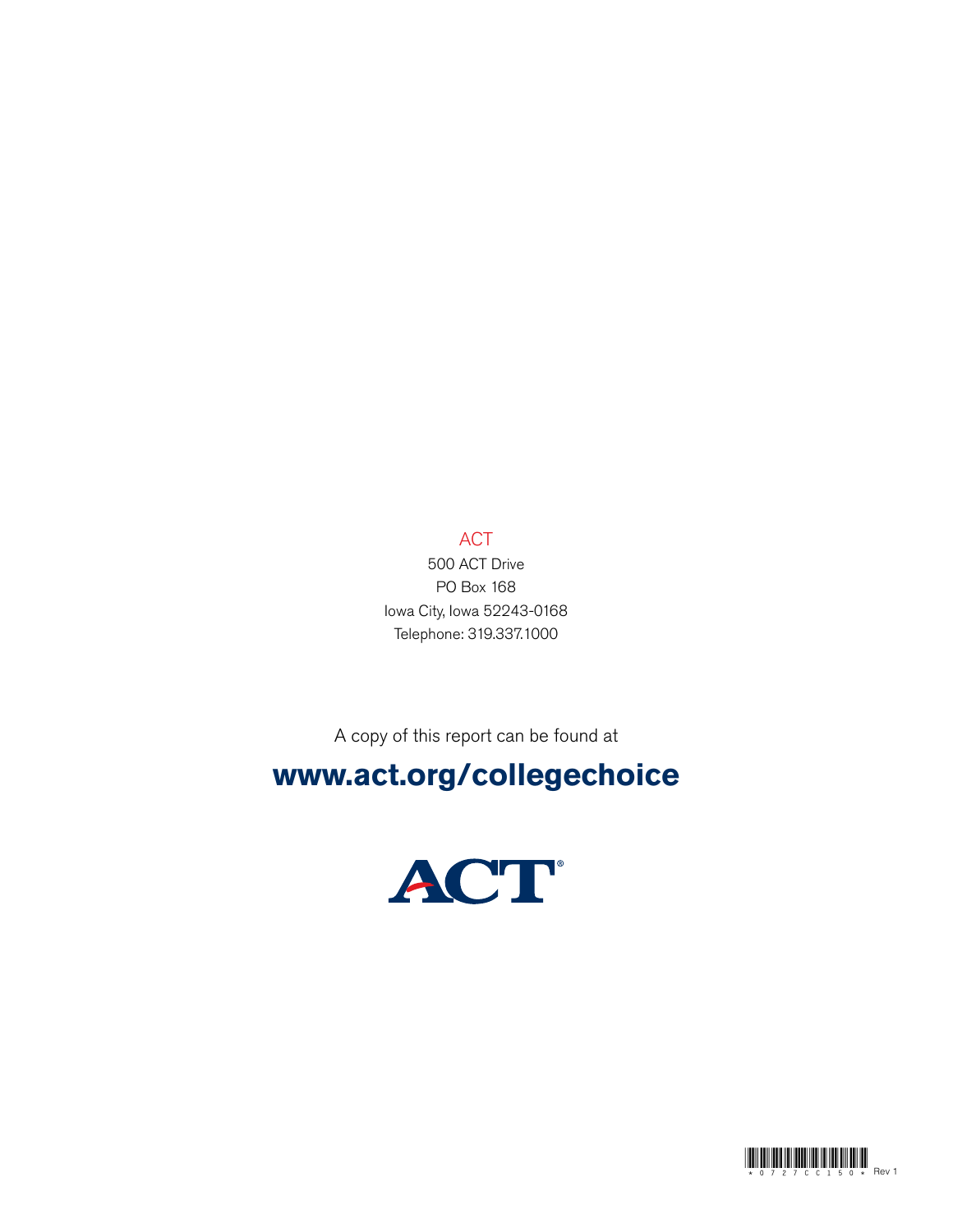ACT

500 ACT Drive
PO Box 168
Iowa City, Iowa 52243-0168
Telephone: 319.337.1000

A copy of this report can be found at

**www.act.org/collegechoice**

ACT®

*0727CC150* Rev 1